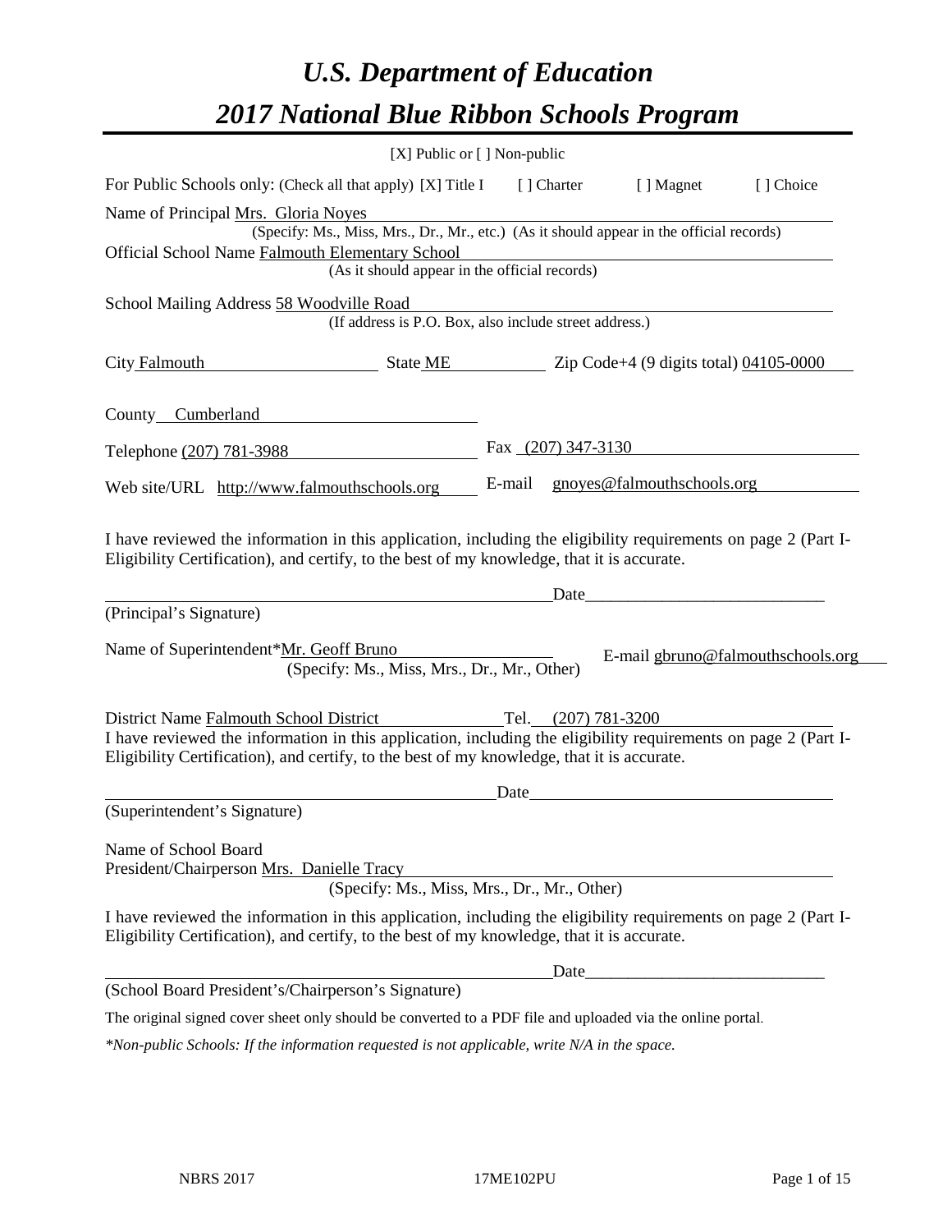# *U.S. Department of Education*
# *2017 National Blue Ribbon Schools Program*

[X] Public or [ ] Non-public

For Public Schools only: (Check all that apply) [X] Title I [ ] Charter [ ] Magnet [ ] Choice

Name of Principal Mrs. Gloria Noyes
(Specify: Ms., Miss, Mrs., Dr., Mr., etc.) (As it should appear in the official records)

Official School Name Falmouth Elementary School
(As it should appear in the official records)

School Mailing Address 58 Woodville Road
(If address is P.O. Box, also include street address.)

City Falmouth State ME Zip Code+4 (9 digits total) 04105-0000

County Cumberland

Telephone (207) 781-3988 Fax (207) 347-3130

Web site/URL http://www.falmouthschools.org E-mail gnoyes@falmouthschools.org

I have reviewed the information in this application, including the eligibility requirements on page 2 (Part I-Eligibility Certification), and certify, to the best of my knowledge, that it is accurate.

_______________________________________ Date_______________________

(Principal's Signature)

Name of Superintendent*Mr. Geoff Bruno E-mail gbruno@falmouthschools.org
(Specify: Ms., Miss, Mrs., Dr., Mr., Other)

District Name Falmouth School District Tel. (207) 781-3200

I have reviewed the information in this application, including the eligibility requirements on page 2 (Part I-Eligibility Certification), and certify, to the best of my knowledge, that it is accurate.

_______________________________________ Date_______________________

(Superintendent's Signature)

Name of School Board
President/Chairperson Mrs. Danielle Tracy
(Specify: Ms., Miss, Mrs., Dr., Mr., Other)

I have reviewed the information in this application, including the eligibility requirements on page 2 (Part I-Eligibility Certification), and certify, to the best of my knowledge, that it is accurate.

_______________________________________ Date_______________________

(School Board President's/Chairperson's Signature)

The original signed cover sheet only should be converted to a PDF file and uploaded via the online portal.

*\*Non-public Schools: If the information requested is not applicable, write N/A in the space.*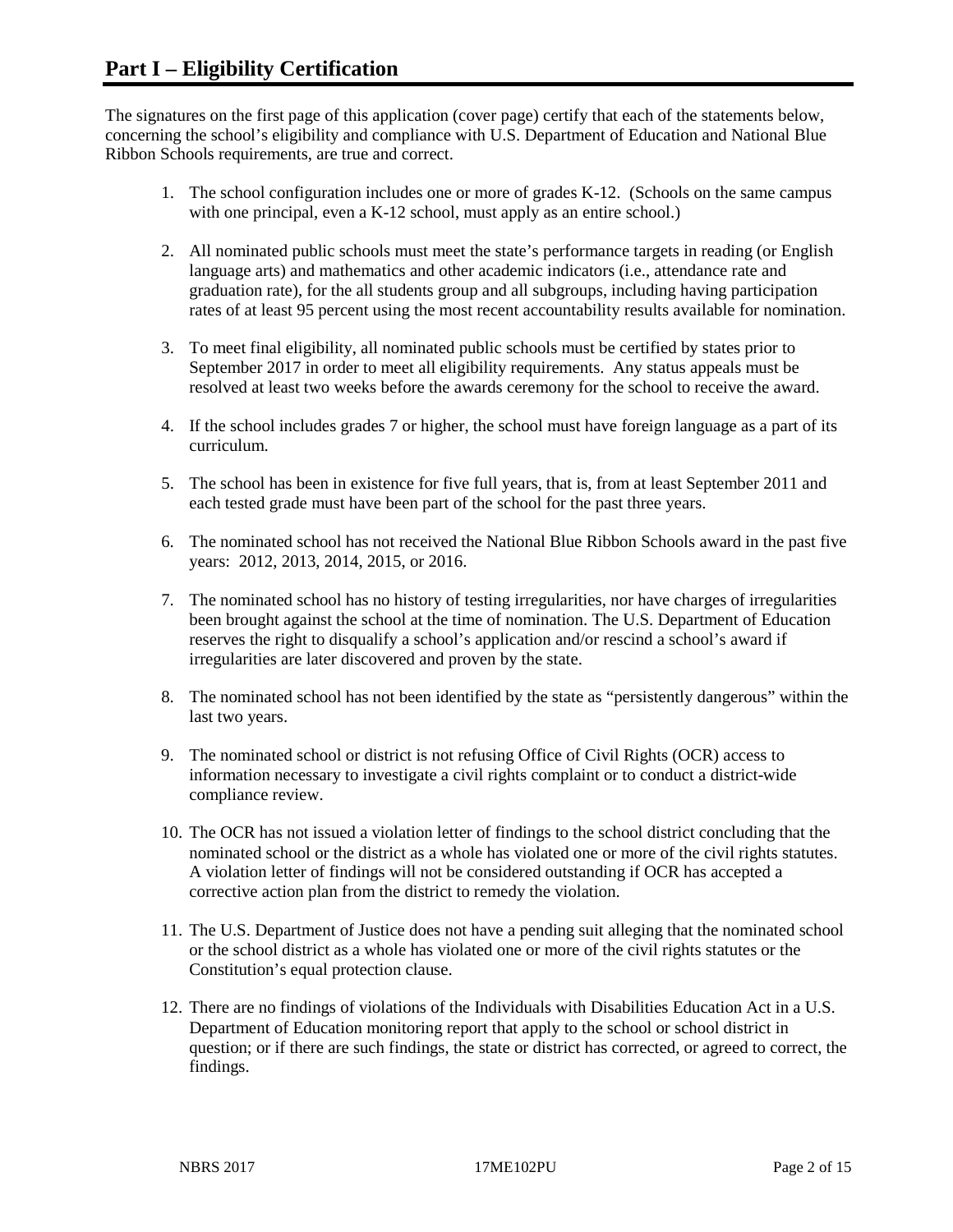# Part I – Eligibility Certification

The signatures on the first page of this application (cover page) certify that each of the statements below, concerning the school's eligibility and compliance with U.S. Department of Education and National Blue Ribbon Schools requirements, are true and correct.

1. The school configuration includes one or more of grades K-12. (Schools on the same campus with one principal, even a K-12 school, must apply as an entire school.)

2. All nominated public schools must meet the state's performance targets in reading (or English language arts) and mathematics and other academic indicators (i.e., attendance rate and graduation rate), for the all students group and all subgroups, including having participation rates of at least 95 percent using the most recent accountability results available for nomination.

3. To meet final eligibility, all nominated public schools must be certified by states prior to September 2017 in order to meet all eligibility requirements. Any status appeals must be resolved at least two weeks before the awards ceremony for the school to receive the award.

4. If the school includes grades 7 or higher, the school must have foreign language as a part of its curriculum.

5. The school has been in existence for five full years, that is, from at least September 2011 and each tested grade must have been part of the school for the past three years.

6. The nominated school has not received the National Blue Ribbon Schools award in the past five years: 2012, 2013, 2014, 2015, or 2016.

7. The nominated school has no history of testing irregularities, nor have charges of irregularities been brought against the school at the time of nomination. The U.S. Department of Education reserves the right to disqualify a school's application and/or rescind a school's award if irregularities are later discovered and proven by the state.

8. The nominated school has not been identified by the state as "persistently dangerous" within the last two years.

9. The nominated school or district is not refusing Office of Civil Rights (OCR) access to information necessary to investigate a civil rights complaint or to conduct a district-wide compliance review.

10. The OCR has not issued a violation letter of findings to the school district concluding that the nominated school or the district as a whole has violated one or more of the civil rights statutes. A violation letter of findings will not be considered outstanding if OCR has accepted a corrective action plan from the district to remedy the violation.

11. The U.S. Department of Justice does not have a pending suit alleging that the nominated school or the school district as a whole has violated one or more of the civil rights statutes or the Constitution's equal protection clause.

12. There are no findings of violations of the Individuals with Disabilities Education Act in a U.S. Department of Education monitoring report that apply to the school or school district in question; or if there are such findings, the state or district has corrected, or agreed to correct, the findings.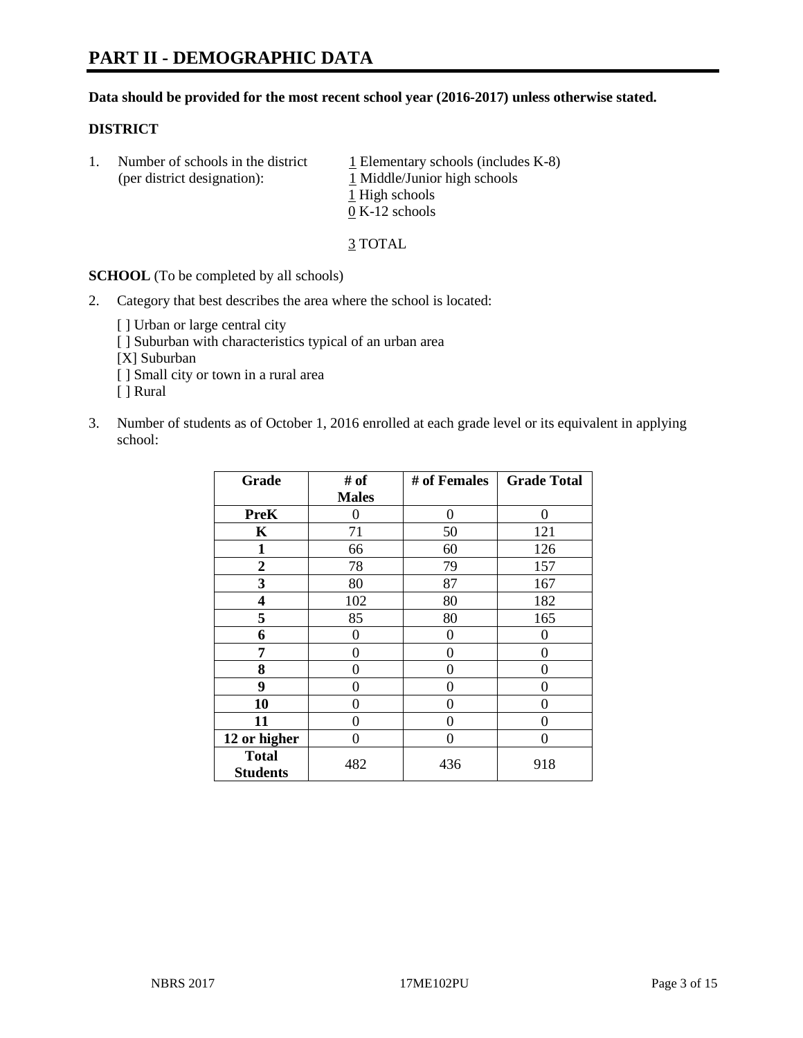# PART II - DEMOGRAPHIC DATA

**Data should be provided for the most recent school year (2016-2017) unless otherwise stated.**

**DISTRICT**

1. Number of schools in the district (per district designation):
   1 Elementary schools (includes K-8)
   1 Middle/Junior high schools
   1 High schools
   0 K-12 schools

   3 TOTAL

**SCHOOL** (To be completed by all schools)

2. Category that best describes the area where the school is located:

   [ ] Urban or large central city
   [ ] Suburban with characteristics typical of an urban area
   [X] Suburban
   [ ] Small city or town in a rural area
   [ ] Rural

3. Number of students as of October 1, 2016 enrolled at each grade level or its equivalent in applying school:

| Grade | # of Males | # of Females | Grade Total |
|---|---|---|---|
| **PreK** | 0 | 0 | 0 |
| **K** | 71 | 50 | 121 |
| **1** | 66 | 60 | 126 |
| **2** | 78 | 79 | 157 |
| **3** | 80 | 87 | 167 |
| **4** | 102 | 80 | 182 |
| **5** | 85 | 80 | 165 |
| **6** | 0 | 0 | 0 |
| **7** | 0 | 0 | 0 |
| **8** | 0 | 0 | 0 |
| **9** | 0 | 0 | 0 |
| **10** | 0 | 0 | 0 |
| **11** | 0 | 0 | 0 |
| **12 or higher** | 0 | 0 | 0 |
| **Total Students** | 482 | 436 | 918 |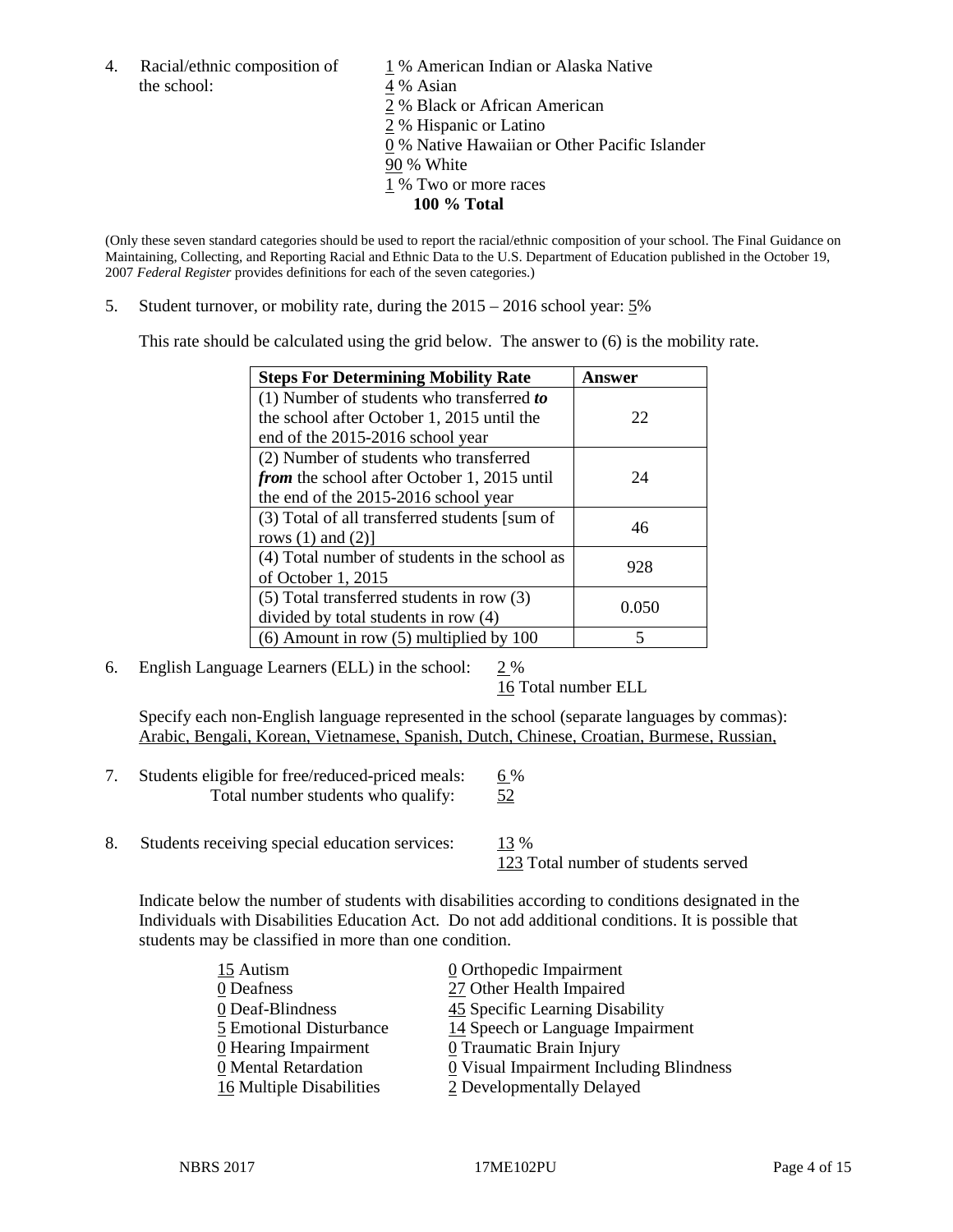4. Racial/ethnic composition of the school:

1 % American Indian or Alaska Native
4 % Asian
2 % Black or African American
2 % Hispanic or Latino
0 % Native Hawaiian or Other Pacific Islander
90 % White
1 % Two or more races
**100 % Total**

(Only these seven standard categories should be used to report the racial/ethnic composition of your school. The Final Guidance on Maintaining, Collecting, and Reporting Racial and Ethnic Data to the U.S. Department of Education published in the October 19, 2007 *Federal Register* provides definitions for each of the seven categories.)

5. Student turnover, or mobility rate, during the 2015 – 2016 school year: 5%

This rate should be calculated using the grid below. The answer to (6) is the mobility rate.

| **Steps For Determining Mobility Rate** | **Answer** |
|---|---|
| (1) Number of students who transferred ***to*** the school after October 1, 2015 until the end of the 2015-2016 school year | 22 |
| (2) Number of students who transferred ***from*** the school after October 1, 2015 until the end of the 2015-2016 school year | 24 |
| (3) Total of all transferred students [sum of rows (1) and (2)] | 46 |
| (4) Total number of students in the school as of October 1, 2015 | 928 |
| (5) Total transferred students in row (3) divided by total students in row (4) | 0.050 |
| (6) Amount in row (5) multiplied by 100 | 5 |

6. English Language Learners (ELL) in the school: 2 %
16 Total number ELL

Specify each non-English language represented in the school (separate languages by commas):
Arabic, Bengali, Korean, Vietnamese, Spanish, Dutch, Chinese, Croatian, Burmese, Russian,

7. Students eligible for free/reduced-priced meals: 6 %
Total number students who qualify: 52

8. Students receiving special education services: 13 %
123 Total number of students served

Indicate below the number of students with disabilities according to conditions designated in the Individuals with Disabilities Education Act. Do not add additional conditions. It is possible that students may be classified in more than one condition.

15 Autism
0 Deafness
0 Deaf-Blindness
5 Emotional Disturbance
0 Hearing Impairment
0 Mental Retardation
16 Multiple Disabilities
0 Orthopedic Impairment
27 Other Health Impaired
45 Specific Learning Disability
14 Speech or Language Impairment
0 Traumatic Brain Injury
0 Visual Impairment Including Blindness
2 Developmentally Delayed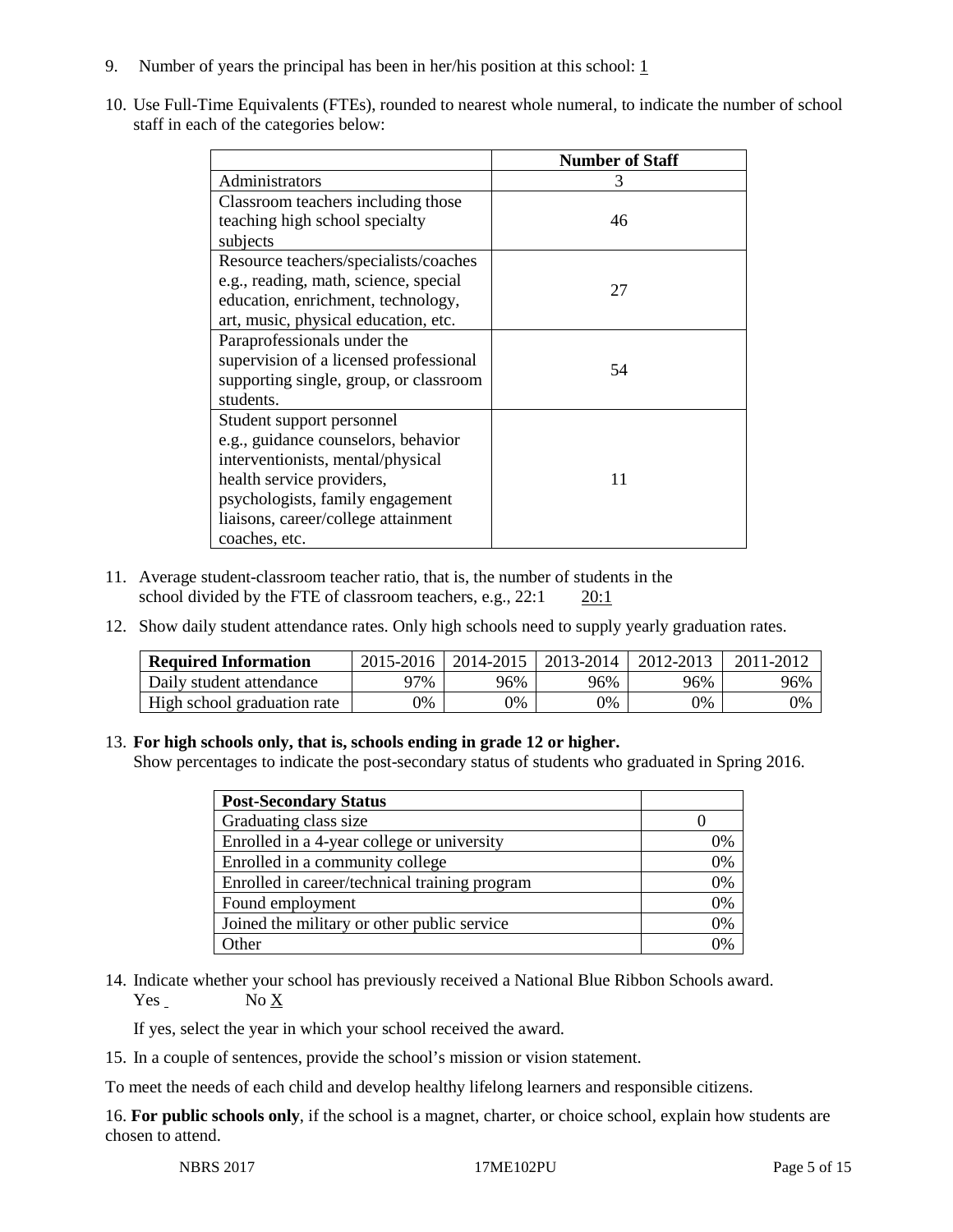9. Number of years the principal has been in her/his position at this school: 1

10. Use Full-Time Equivalents (FTEs), rounded to nearest whole numeral, to indicate the number of school staff in each of the categories below:

| | Number of Staff |
|---|---|
| Administrators | 3 |
| Classroom teachers including those teaching high school specialty subjects | 46 |
| Resource teachers/specialists/coaches e.g., reading, math, science, special education, enrichment, technology, art, music, physical education, etc. | 27 |
| Paraprofessionals under the supervision of a licensed professional supporting single, group, or classroom students. | 54 |
| Student support personnel e.g., guidance counselors, behavior interventionists, mental/physical health service providers, psychologists, family engagement liaisons, career/college attainment coaches, etc. | 11 |

11. Average student-classroom teacher ratio, that is, the number of students in the school divided by the FTE of classroom teachers, e.g., 22:1 20:1

12. Show daily student attendance rates. Only high schools need to supply yearly graduation rates.

| Required Information | 2015-2016 | 2014-2015 | 2013-2014 | 2012-2013 | 2011-2012 |
|---|---|---|---|---|---|
| Daily student attendance | 97% | 96% | 96% | 96% | 96% |
| High school graduation rate | 0% | 0% | 0% | 0% | 0% |

13. **For high schools only, that is, schools ending in grade 12 or higher.**
Show percentages to indicate the post-secondary status of students who graduated in Spring 2016.

| Post-Secondary Status | |
|---|---|
| Graduating class size | 0 |
| Enrolled in a 4-year college or university | 0% |
| Enrolled in a community college | 0% |
| Enrolled in career/technical training program | 0% |
| Found employment | 0% |
| Joined the military or other public service | 0% |
| Other | 0% |

14. Indicate whether your school has previously received a National Blue Ribbon Schools award.
Yes No X

If yes, select the year in which your school received the award.

15. In a couple of sentences, provide the school's mission or vision statement.

To meet the needs of each child and develop healthy lifelong learners and responsible citizens.

16. **For public schools only**, if the school is a magnet, charter, or choice school, explain how students are chosen to attend.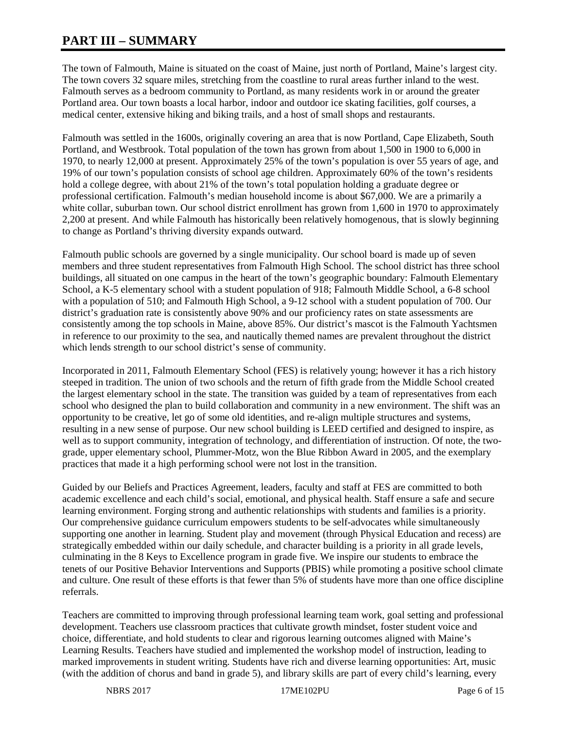# PART III – SUMMARY

The town of Falmouth, Maine is situated on the coast of Maine, just north of Portland, Maine's largest city. The town covers 32 square miles, stretching from the coastline to rural areas further inland to the west. Falmouth serves as a bedroom community to Portland, as many residents work in or around the greater Portland area. Our town boasts a local harbor, indoor and outdoor ice skating facilities, golf courses, a medical center, extensive hiking and biking trails, and a host of small shops and restaurants.

Falmouth was settled in the 1600s, originally covering an area that is now Portland, Cape Elizabeth, South Portland, and Westbrook. Total population of the town has grown from about 1,500 in 1900 to 6,000 in 1970, to nearly 12,000 at present. Approximately 25% of the town's population is over 55 years of age, and 19% of our town's population consists of school age children. Approximately 60% of the town's residents hold a college degree, with about 21% of the town's total population holding a graduate degree or professional certification. Falmouth's median household income is about $67,000. We are a primarily a white collar, suburban town. Our school district enrollment has grown from 1,600 in 1970 to approximately 2,200 at present. And while Falmouth has historically been relatively homogenous, that is slowly beginning to change as Portland's thriving diversity expands outward.

Falmouth public schools are governed by a single municipality. Our school board is made up of seven members and three student representatives from Falmouth High School. The school district has three school buildings, all situated on one campus in the heart of the town's geographic boundary: Falmouth Elementary School, a K-5 elementary school with a student population of 918; Falmouth Middle School, a 6-8 school with a population of 510; and Falmouth High School, a 9-12 school with a student population of 700. Our district's graduation rate is consistently above 90% and our proficiency rates on state assessments are consistently among the top schools in Maine, above 85%. Our district's mascot is the Falmouth Yachtsmen in reference to our proximity to the sea, and nautically themed names are prevalent throughout the district which lends strength to our school district's sense of community.

Incorporated in 2011, Falmouth Elementary School (FES) is relatively young; however it has a rich history steeped in tradition. The union of two schools and the return of fifth grade from the Middle School created the largest elementary school in the state. The transition was guided by a team of representatives from each school who designed the plan to build collaboration and community in a new environment. The shift was an opportunity to be creative, let go of some old identities, and re-align multiple structures and systems, resulting in a new sense of purpose. Our new school building is LEED certified and designed to inspire, as well as to support community, integration of technology, and differentiation of instruction. Of note, the two-grade, upper elementary school, Plummer-Motz, won the Blue Ribbon Award in 2005, and the exemplary practices that made it a high performing school were not lost in the transition.

Guided by our Beliefs and Practices Agreement, leaders, faculty and staff at FES are committed to both academic excellence and each child's social, emotional, and physical health. Staff ensure a safe and secure learning environment. Forging strong and authentic relationships with students and families is a priority. Our comprehensive guidance curriculum empowers students to be self-advocates while simultaneously supporting one another in learning. Student play and movement (through Physical Education and recess) are strategically embedded within our daily schedule, and character building is a priority in all grade levels, culminating in the 8 Keys to Excellence program in grade five. We inspire our students to embrace the tenets of our Positive Behavior Interventions and Supports (PBIS) while promoting a positive school climate and culture. One result of these efforts is that fewer than 5% of students have more than one office discipline referrals.

Teachers are committed to improving through professional learning team work, goal setting and professional development. Teachers use classroom practices that cultivate growth mindset, foster student voice and choice, differentiate, and hold students to clear and rigorous learning outcomes aligned with Maine's Learning Results. Teachers have studied and implemented the workshop model of instruction, leading to marked improvements in student writing. Students have rich and diverse learning opportunities: Art, music (with the addition of chorus and band in grade 5), and library skills are part of every child's learning, every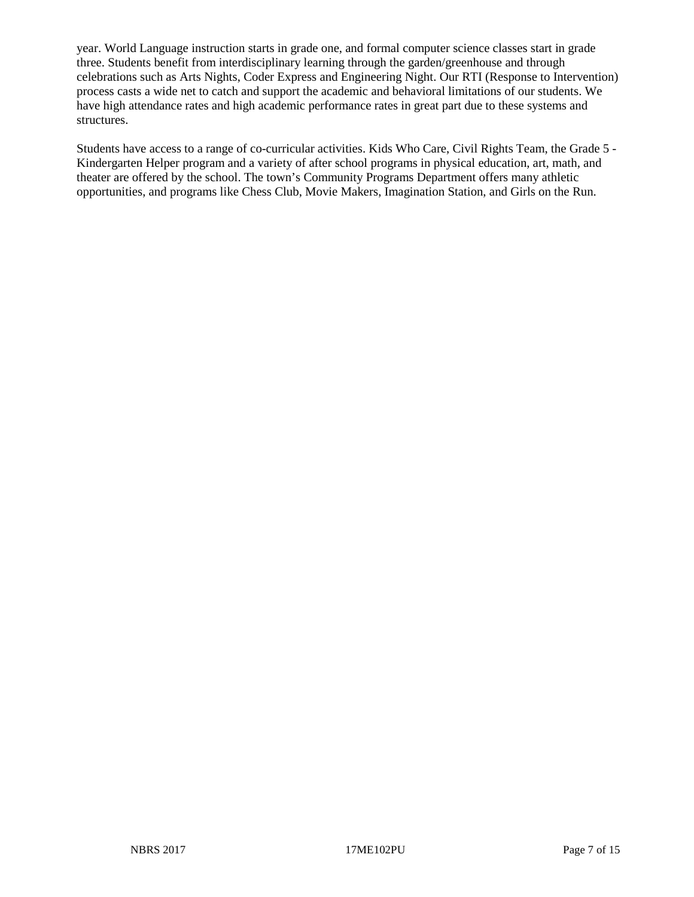year. World Language instruction starts in grade one, and formal computer science classes start in grade three. Students benefit from interdisciplinary learning through the garden/greenhouse and through celebrations such as Arts Nights, Coder Express and Engineering Night. Our RTI (Response to Intervention) process casts a wide net to catch and support the academic and behavioral limitations of our students. We have high attendance rates and high academic performance rates in great part due to these systems and structures.

Students have access to a range of co-curricular activities. Kids Who Care, Civil Rights Team, the Grade 5 - Kindergarten Helper program and a variety of after school programs in physical education, art, math, and theater are offered by the school. The town's Community Programs Department offers many athletic opportunities, and programs like Chess Club, Movie Makers, Imagination Station, and Girls on the Run.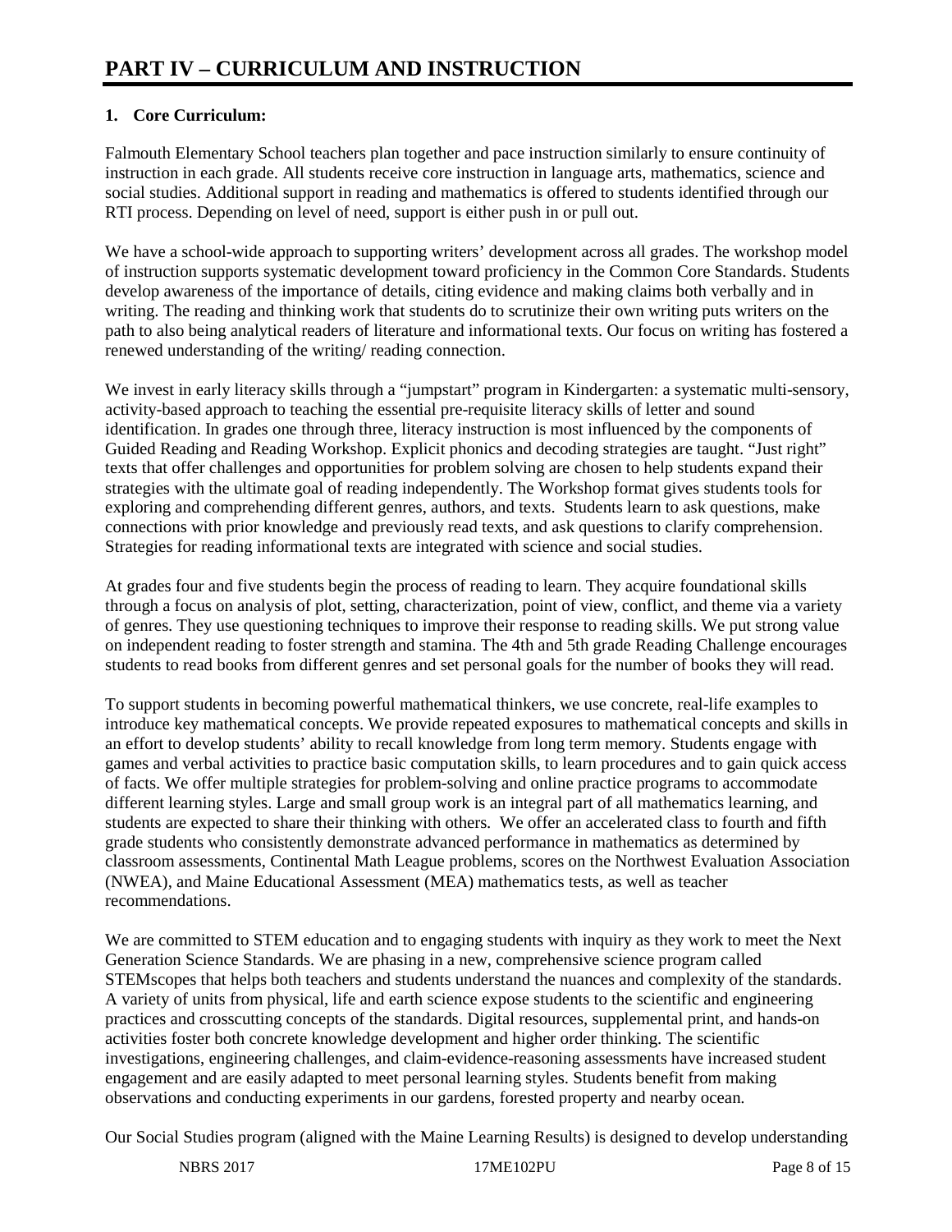# PART IV – CURRICULUM AND INSTRUCTION

**1. Core Curriculum:**

Falmouth Elementary School teachers plan together and pace instruction similarly to ensure continuity of instruction in each grade. All students receive core instruction in language arts, mathematics, science and social studies. Additional support in reading and mathematics is offered to students identified through our RTI process. Depending on level of need, support is either push in or pull out.

We have a school-wide approach to supporting writers' development across all grades. The workshop model of instruction supports systematic development toward proficiency in the Common Core Standards. Students develop awareness of the importance of details, citing evidence and making claims both verbally and in writing. The reading and thinking work that students do to scrutinize their own writing puts writers on the path to also being analytical readers of literature and informational texts. Our focus on writing has fostered a renewed understanding of the writing/ reading connection.

We invest in early literacy skills through a "jumpstart" program in Kindergarten: a systematic multi-sensory, activity-based approach to teaching the essential pre-requisite literacy skills of letter and sound identification. In grades one through three, literacy instruction is most influenced by the components of Guided Reading and Reading Workshop. Explicit phonics and decoding strategies are taught. "Just right" texts that offer challenges and opportunities for problem solving are chosen to help students expand their strategies with the ultimate goal of reading independently. The Workshop format gives students tools for exploring and comprehending different genres, authors, and texts. Students learn to ask questions, make connections with prior knowledge and previously read texts, and ask questions to clarify comprehension. Strategies for reading informational texts are integrated with science and social studies.

At grades four and five students begin the process of reading to learn. They acquire foundational skills through a focus on analysis of plot, setting, characterization, point of view, conflict, and theme via a variety of genres. They use questioning techniques to improve their response to reading skills. We put strong value on independent reading to foster strength and stamina. The 4th and 5th grade Reading Challenge encourages students to read books from different genres and set personal goals for the number of books they will read.

To support students in becoming powerful mathematical thinkers, we use concrete, real-life examples to introduce key mathematical concepts. We provide repeated exposures to mathematical concepts and skills in an effort to develop students' ability to recall knowledge from long term memory. Students engage with games and verbal activities to practice basic computation skills, to learn procedures and to gain quick access of facts. We offer multiple strategies for problem-solving and online practice programs to accommodate different learning styles. Large and small group work is an integral part of all mathematics learning, and students are expected to share their thinking with others. We offer an accelerated class to fourth and fifth grade students who consistently demonstrate advanced performance in mathematics as determined by classroom assessments, Continental Math League problems, scores on the Northwest Evaluation Association (NWEA), and Maine Educational Assessment (MEA) mathematics tests, as well as teacher recommendations.

We are committed to STEM education and to engaging students with inquiry as they work to meet the Next Generation Science Standards. We are phasing in a new, comprehensive science program called STEMscopes that helps both teachers and students understand the nuances and complexity of the standards. A variety of units from physical, life and earth science expose students to the scientific and engineering practices and crosscutting concepts of the standards. Digital resources, supplemental print, and hands-on activities foster both concrete knowledge development and higher order thinking. The scientific investigations, engineering challenges, and claim-evidence-reasoning assessments have increased student engagement and are easily adapted to meet personal learning styles. Students benefit from making observations and conducting experiments in our gardens, forested property and nearby ocean.

Our Social Studies program (aligned with the Maine Learning Results) is designed to develop understanding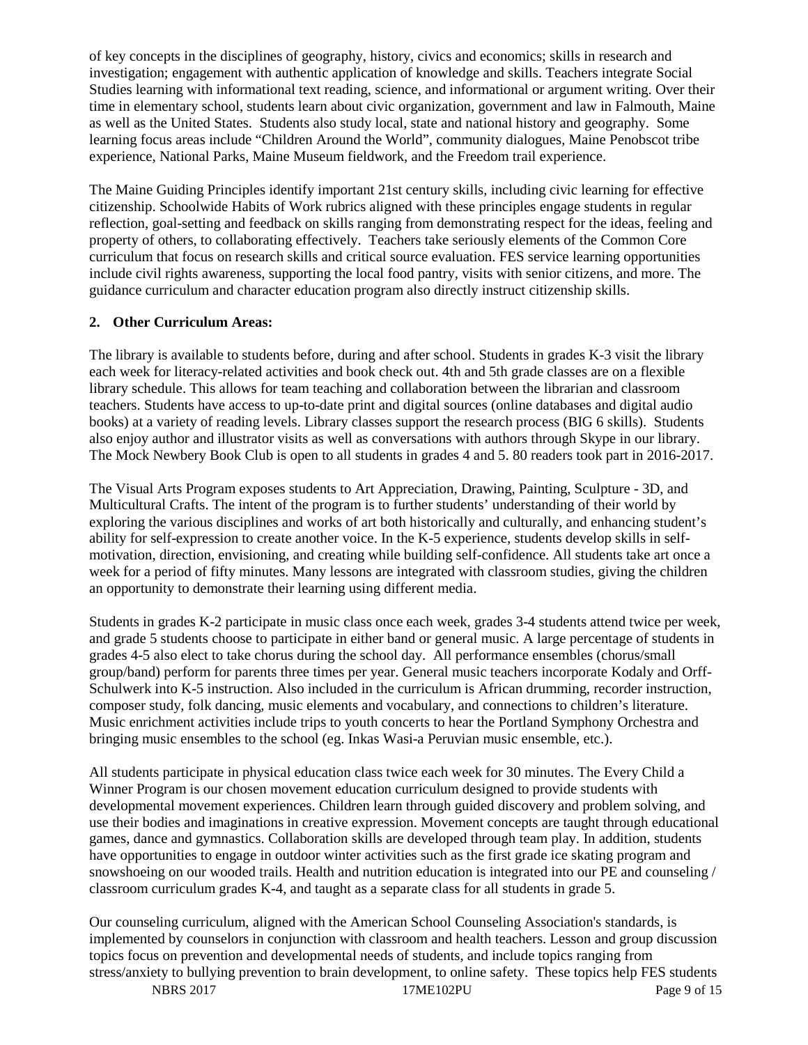of key concepts in the disciplines of geography, history, civics and economics; skills in research and investigation; engagement with authentic application of knowledge and skills. Teachers integrate Social Studies learning with informational text reading, science, and informational or argument writing. Over their time in elementary school, students learn about civic organization, government and law in Falmouth, Maine as well as the United States. Students also study local, state and national history and geography. Some learning focus areas include "Children Around the World", community dialogues, Maine Penobscot tribe experience, National Parks, Maine Museum fieldwork, and the Freedom trail experience.

The Maine Guiding Principles identify important 21st century skills, including civic learning for effective citizenship. Schoolwide Habits of Work rubrics aligned with these principles engage students in regular reflection, goal-setting and feedback on skills ranging from demonstrating respect for the ideas, feeling and property of others, to collaborating effectively. Teachers take seriously elements of the Common Core curriculum that focus on research skills and critical source evaluation. FES service learning opportunities include civil rights awareness, supporting the local food pantry, visits with senior citizens, and more. The guidance curriculum and character education program also directly instruct citizenship skills.

**2. Other Curriculum Areas:**

The library is available to students before, during and after school. Students in grades K-3 visit the library each week for literacy-related activities and book check out. 4th and 5th grade classes are on a flexible library schedule. This allows for team teaching and collaboration between the librarian and classroom teachers. Students have access to up-to-date print and digital sources (online databases and digital audio books) at a variety of reading levels. Library classes support the research process (BIG 6 skills). Students also enjoy author and illustrator visits as well as conversations with authors through Skype in our library. The Mock Newbery Book Club is open to all students in grades 4 and 5. 80 readers took part in 2016-2017.

The Visual Arts Program exposes students to Art Appreciation, Drawing, Painting, Sculpture - 3D, and Multicultural Crafts. The intent of the program is to further students' understanding of their world by exploring the various disciplines and works of art both historically and culturally, and enhancing student's ability for self-expression to create another voice. In the K-5 experience, students develop skills in self-motivation, direction, envisioning, and creating while building self-confidence. All students take art once a week for a period of fifty minutes. Many lessons are integrated with classroom studies, giving the children an opportunity to demonstrate their learning using different media.

Students in grades K-2 participate in music class once each week, grades 3-4 students attend twice per week, and grade 5 students choose to participate in either band or general music. A large percentage of students in grades 4-5 also elect to take chorus during the school day. All performance ensembles (chorus/small group/band) perform for parents three times per year. General music teachers incorporate Kodaly and Orff-Schulwerk into K-5 instruction. Also included in the curriculum is African drumming, recorder instruction, composer study, folk dancing, music elements and vocabulary, and connections to children's literature. Music enrichment activities include trips to youth concerts to hear the Portland Symphony Orchestra and bringing music ensembles to the school (eg. Inkas Wasi-a Peruvian music ensemble, etc.).

All students participate in physical education class twice each week for 30 minutes. The Every Child a Winner Program is our chosen movement education curriculum designed to provide students with developmental movement experiences. Children learn through guided discovery and problem solving, and use their bodies and imaginations in creative expression. Movement concepts are taught through educational games, dance and gymnastics. Collaboration skills are developed through team play. In addition, students have opportunities to engage in outdoor winter activities such as the first grade ice skating program and snowshoeing on our wooded trails. Health and nutrition education is integrated into our PE and counseling / classroom curriculum grades K-4, and taught as a separate class for all students in grade 5.

Our counseling curriculum, aligned with the American School Counseling Association's standards, is implemented by counselors in conjunction with classroom and health teachers. Lesson and group discussion topics focus on prevention and developmental needs of students, and include topics ranging from stress/anxiety to bullying prevention to brain development, to online safety. These topics help FES students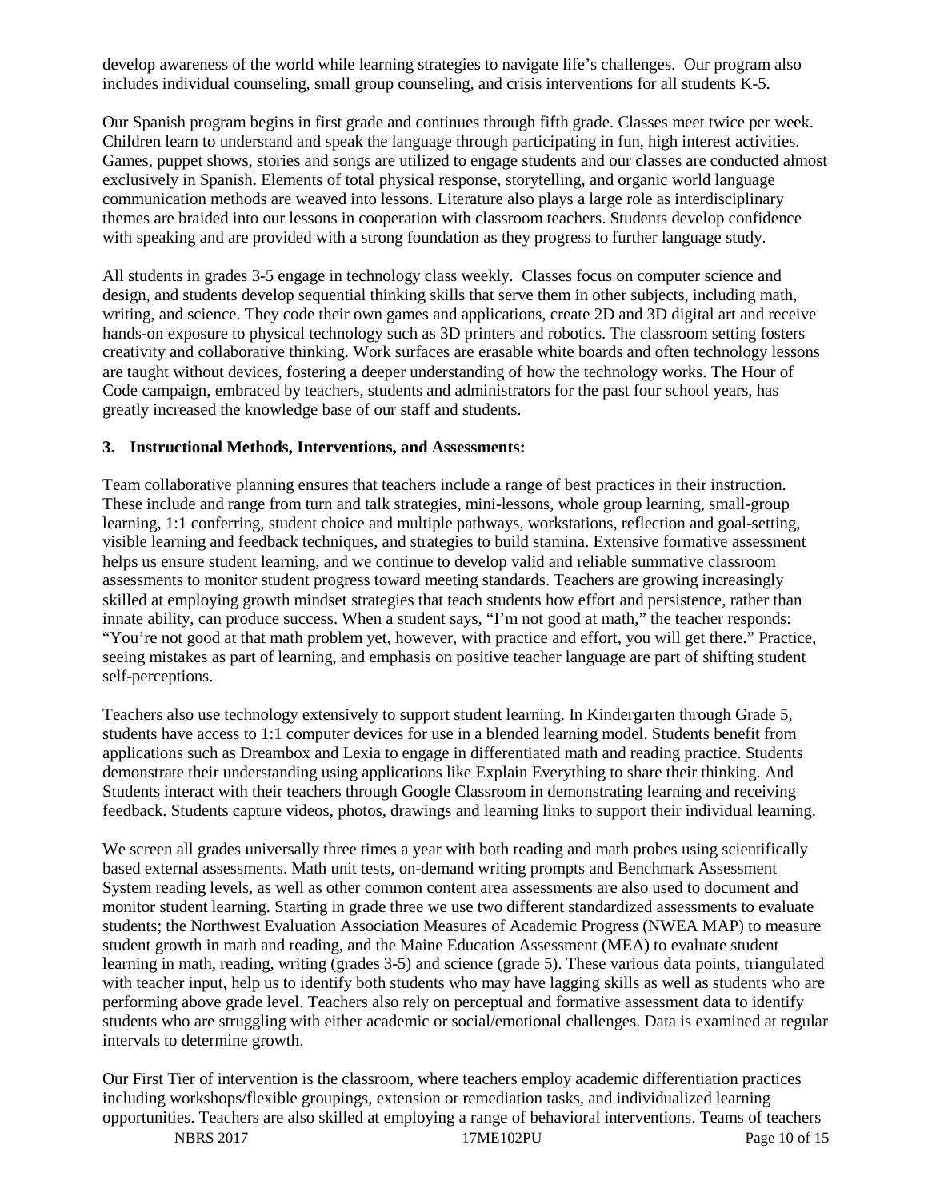develop awareness of the world while learning strategies to navigate life's challenges. Our program also includes individual counseling, small group counseling, and crisis interventions for all students K-5.

Our Spanish program begins in first grade and continues through fifth grade. Classes meet twice per week. Children learn to understand and speak the language through participating in fun, high interest activities. Games, puppet shows, stories and songs are utilized to engage students and our classes are conducted almost exclusively in Spanish. Elements of total physical response, storytelling, and organic world language communication methods are weaved into lessons. Literature also plays a large role as interdisciplinary themes are braided into our lessons in cooperation with classroom teachers. Students develop confidence with speaking and are provided with a strong foundation as they progress to further language study.

All students in grades 3-5 engage in technology class weekly. Classes focus on computer science and design, and students develop sequential thinking skills that serve them in other subjects, including math, writing, and science. They code their own games and applications, create 2D and 3D digital art and receive hands-on exposure to physical technology such as 3D printers and robotics. The classroom setting fosters creativity and collaborative thinking. Work surfaces are erasable white boards and often technology lessons are taught without devices, fostering a deeper understanding of how the technology works. The Hour of Code campaign, embraced by teachers, students and administrators for the past four school years, has greatly increased the knowledge base of our staff and students.

### 3. Instructional Methods, Interventions, and Assessments:

Team collaborative planning ensures that teachers include a range of best practices in their instruction. These include and range from turn and talk strategies, mini-lessons, whole group learning, small-group learning, 1:1 conferring, student choice and multiple pathways, workstations, reflection and goal-setting, visible learning and feedback techniques, and strategies to build stamina. Extensive formative assessment helps us ensure student learning, and we continue to develop valid and reliable summative classroom assessments to monitor student progress toward meeting standards. Teachers are growing increasingly skilled at employing growth mindset strategies that teach students how effort and persistence, rather than innate ability, can produce success. When a student says, "I'm not good at math," the teacher responds: "You're not good at that math problem yet, however, with practice and effort, you will get there." Practice, seeing mistakes as part of learning, and emphasis on positive teacher language are part of shifting student self-perceptions.

Teachers also use technology extensively to support student learning. In Kindergarten through Grade 5, students have access to 1:1 computer devices for use in a blended learning model. Students benefit from applications such as Dreambox and Lexia to engage in differentiated math and reading practice. Students demonstrate their understanding using applications like Explain Everything to share their thinking. And Students interact with their teachers through Google Classroom in demonstrating learning and receiving feedback. Students capture videos, photos, drawings and learning links to support their individual learning.

We screen all grades universally three times a year with both reading and math probes using scientifically based external assessments. Math unit tests, on-demand writing prompts and Benchmark Assessment System reading levels, as well as other common content area assessments are also used to document and monitor student learning. Starting in grade three we use two different standardized assessments to evaluate students; the Northwest Evaluation Association Measures of Academic Progress (NWEA MAP) to measure student growth in math and reading, and the Maine Education Assessment (MEA) to evaluate student learning in math, reading, writing (grades 3-5) and science (grade 5). These various data points, triangulated with teacher input, help us to identify both students who may have lagging skills as well as students who are performing above grade level. Teachers also rely on perceptual and formative assessment data to identify students who are struggling with either academic or social/emotional challenges. Data is examined at regular intervals to determine growth.

Our First Tier of intervention is the classroom, where teachers employ academic differentiation practices including workshops/flexible groupings, extension or remediation tasks, and individualized learning opportunities. Teachers are also skilled at employing a range of behavioral interventions. Teams of teachers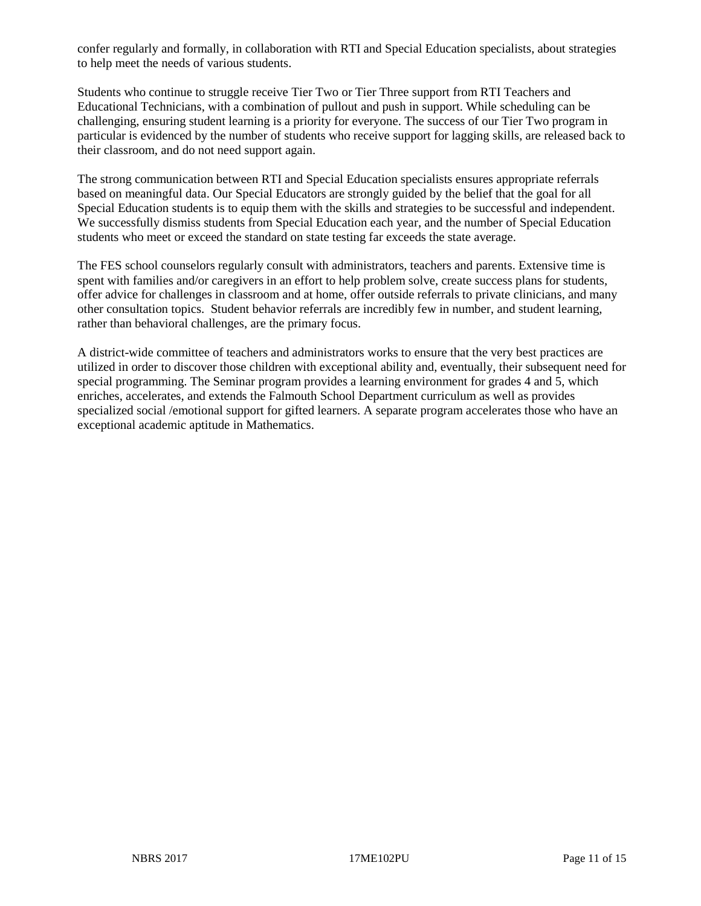confer regularly and formally, in collaboration with RTI and Special Education specialists, about strategies to help meet the needs of various students.

Students who continue to struggle receive Tier Two or Tier Three support from RTI Teachers and Educational Technicians, with a combination of pullout and push in support. While scheduling can be challenging, ensuring student learning is a priority for everyone. The success of our Tier Two program in particular is evidenced by the number of students who receive support for lagging skills, are released back to their classroom, and do not need support again.

The strong communication between RTI and Special Education specialists ensures appropriate referrals based on meaningful data. Our Special Educators are strongly guided by the belief that the goal for all Special Education students is to equip them with the skills and strategies to be successful and independent. We successfully dismiss students from Special Education each year, and the number of Special Education students who meet or exceed the standard on state testing far exceeds the state average.

The FES school counselors regularly consult with administrators, teachers and parents. Extensive time is spent with families and/or caregivers in an effort to help problem solve, create success plans for students, offer advice for challenges in classroom and at home, offer outside referrals to private clinicians, and many other consultation topics. Student behavior referrals are incredibly few in number, and student learning, rather than behavioral challenges, are the primary focus.

A district-wide committee of teachers and administrators works to ensure that the very best practices are utilized in order to discover those children with exceptional ability and, eventually, their subsequent need for special programming. The Seminar program provides a learning environment for grades 4 and 5, which enriches, accelerates, and extends the Falmouth School Department curriculum as well as provides specialized social /emotional support for gifted learners. A separate program accelerates those who have an exceptional academic aptitude in Mathematics.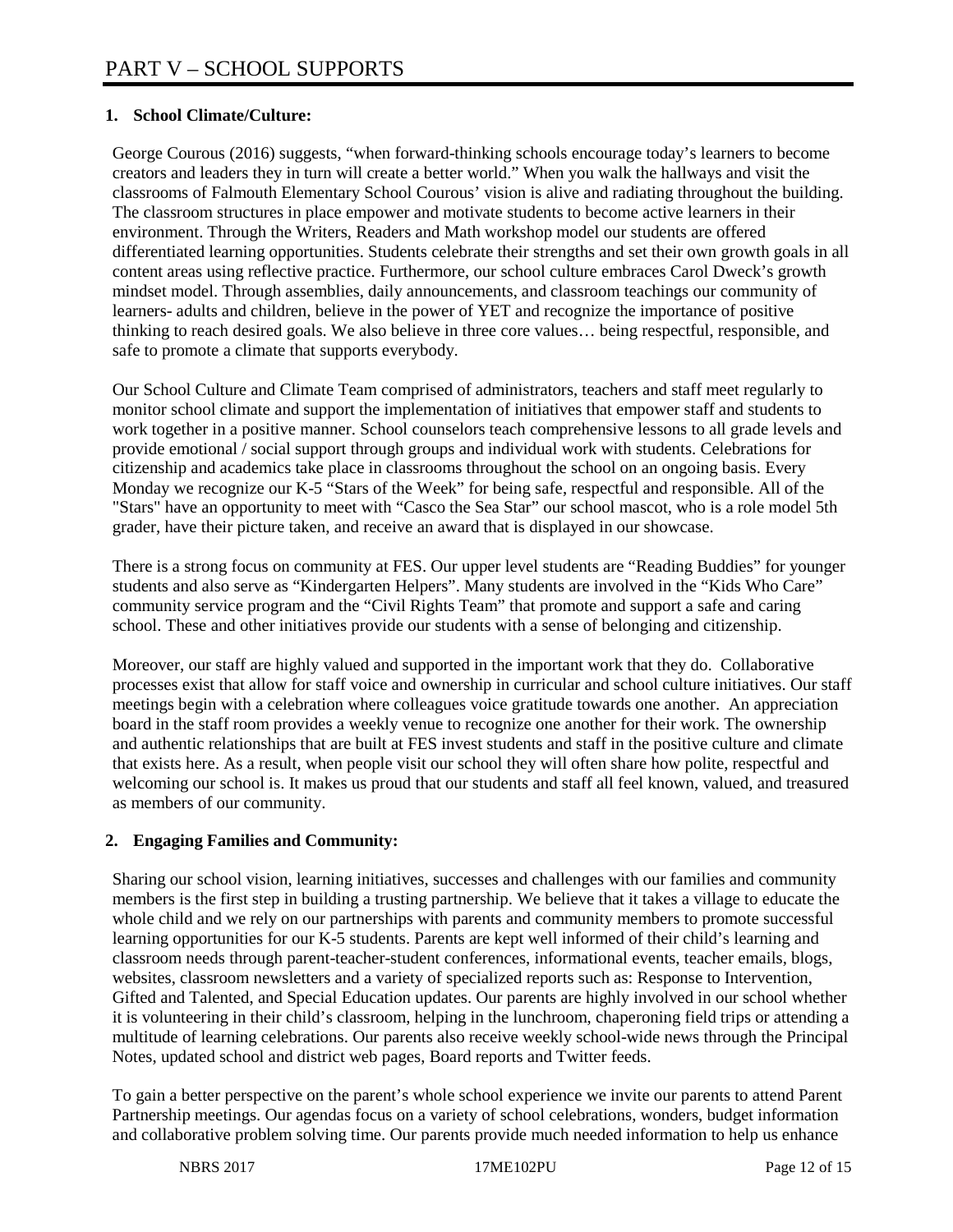# PART V – SCHOOL SUPPORTS

## 1. School Climate/Culture:

George Courous (2016) suggests, "when forward-thinking schools encourage today's learners to become creators and leaders they in turn will create a better world." When you walk the hallways and visit the classrooms of Falmouth Elementary School Courous' vision is alive and radiating throughout the building. The classroom structures in place empower and motivate students to become active learners in their environment. Through the Writers, Readers and Math workshop model our students are offered differentiated learning opportunities. Students celebrate their strengths and set their own growth goals in all content areas using reflective practice. Furthermore, our school culture embraces Carol Dweck's growth mindset model. Through assemblies, daily announcements, and classroom teachings our community of learners- adults and children, believe in the power of YET and recognize the importance of positive thinking to reach desired goals. We also believe in three core values… being respectful, responsible, and safe to promote a climate that supports everybody.

Our School Culture and Climate Team comprised of administrators, teachers and staff meet regularly to monitor school climate and support the implementation of initiatives that empower staff and students to work together in a positive manner. School counselors teach comprehensive lessons to all grade levels and provide emotional / social support through groups and individual work with students. Celebrations for citizenship and academics take place in classrooms throughout the school on an ongoing basis. Every Monday we recognize our K-5 "Stars of the Week" for being safe, respectful and responsible. All of the "Stars" have an opportunity to meet with "Casco the Sea Star" our school mascot, who is a role model 5th grader, have their picture taken, and receive an award that is displayed in our showcase.

There is a strong focus on community at FES. Our upper level students are "Reading Buddies" for younger students and also serve as "Kindergarten Helpers". Many students are involved in the "Kids Who Care" community service program and the "Civil Rights Team" that promote and support a safe and caring school. These and other initiatives provide our students with a sense of belonging and citizenship.

Moreover, our staff are highly valued and supported in the important work that they do. Collaborative processes exist that allow for staff voice and ownership in curricular and school culture initiatives. Our staff meetings begin with a celebration where colleagues voice gratitude towards one another. An appreciation board in the staff room provides a weekly venue to recognize one another for their work. The ownership and authentic relationships that are built at FES invest students and staff in the positive culture and climate that exists here. As a result, when people visit our school they will often share how polite, respectful and welcoming our school is. It makes us proud that our students and staff all feel known, valued, and treasured as members of our community.

## 2. Engaging Families and Community:

Sharing our school vision, learning initiatives, successes and challenges with our families and community members is the first step in building a trusting partnership. We believe that it takes a village to educate the whole child and we rely on our partnerships with parents and community members to promote successful learning opportunities for our K-5 students. Parents are kept well informed of their child's learning and classroom needs through parent-teacher-student conferences, informational events, teacher emails, blogs, websites, classroom newsletters and a variety of specialized reports such as: Response to Intervention, Gifted and Talented, and Special Education updates. Our parents are highly involved in our school whether it is volunteering in their child's classroom, helping in the lunchroom, chaperoning field trips or attending a multitude of learning celebrations. Our parents also receive weekly school-wide news through the Principal Notes, updated school and district web pages, Board reports and Twitter feeds.

To gain a better perspective on the parent's whole school experience we invite our parents to attend Parent Partnership meetings. Our agendas focus on a variety of school celebrations, wonders, budget information and collaborative problem solving time. Our parents provide much needed information to help us enhance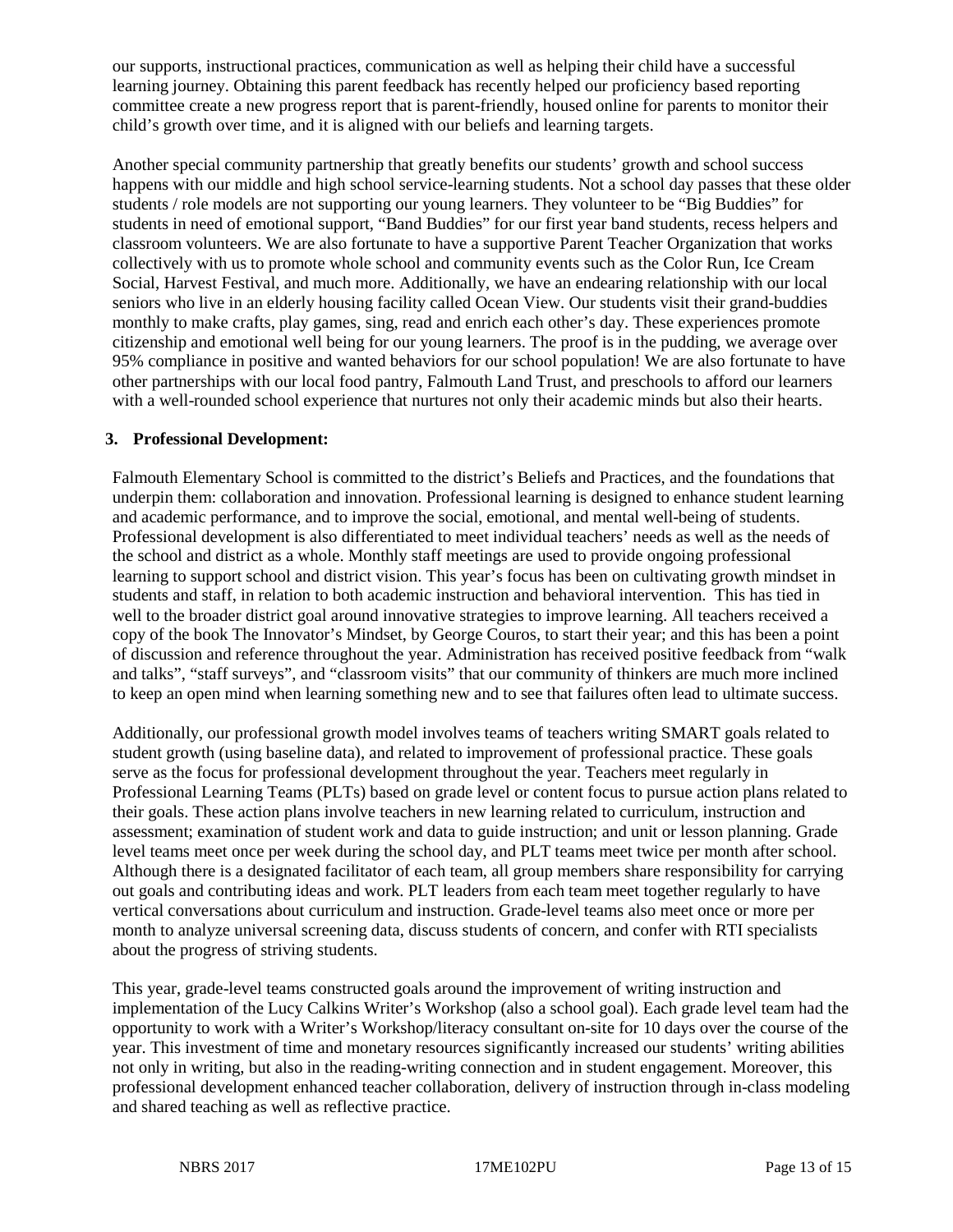our supports, instructional practices, communication as well as helping their child have a successful learning journey. Obtaining this parent feedback has recently helped our proficiency based reporting committee create a new progress report that is parent-friendly, housed online for parents to monitor their child's growth over time, and it is aligned with our beliefs and learning targets.

Another special community partnership that greatly benefits our students' growth and school success happens with our middle and high school service-learning students. Not a school day passes that these older students / role models are not supporting our young learners. They volunteer to be "Big Buddies" for students in need of emotional support, "Band Buddies" for our first year band students, recess helpers and classroom volunteers. We are also fortunate to have a supportive Parent Teacher Organization that works collectively with us to promote whole school and community events such as the Color Run, Ice Cream Social, Harvest Festival, and much more. Additionally, we have an endearing relationship with our local seniors who live in an elderly housing facility called Ocean View. Our students visit their grand-buddies monthly to make crafts, play games, sing, read and enrich each other's day. These experiences promote citizenship and emotional well being for our young learners. The proof is in the pudding, we average over 95% compliance in positive and wanted behaviors for our school population! We are also fortunate to have other partnerships with our local food pantry, Falmouth Land Trust, and preschools to afford our learners with a well-rounded school experience that nurtures not only their academic minds but also their hearts.

**3. Professional Development:**

Falmouth Elementary School is committed to the district's Beliefs and Practices, and the foundations that underpin them: collaboration and innovation. Professional learning is designed to enhance student learning and academic performance, and to improve the social, emotional, and mental well-being of students. Professional development is also differentiated to meet individual teachers' needs as well as the needs of the school and district as a whole. Monthly staff meetings are used to provide ongoing professional learning to support school and district vision. This year's focus has been on cultivating growth mindset in students and staff, in relation to both academic instruction and behavioral intervention. This has tied in well to the broader district goal around innovative strategies to improve learning. All teachers received a copy of the book The Innovator's Mindset, by George Couros, to start their year; and this has been a point of discussion and reference throughout the year. Administration has received positive feedback from "walk and talks", "staff surveys", and "classroom visits" that our community of thinkers are much more inclined to keep an open mind when learning something new and to see that failures often lead to ultimate success.

Additionally, our professional growth model involves teams of teachers writing SMART goals related to student growth (using baseline data), and related to improvement of professional practice. These goals serve as the focus for professional development throughout the year. Teachers meet regularly in Professional Learning Teams (PLTs) based on grade level or content focus to pursue action plans related to their goals. These action plans involve teachers in new learning related to curriculum, instruction and assessment; examination of student work and data to guide instruction; and unit or lesson planning. Grade level teams meet once per week during the school day, and PLT teams meet twice per month after school. Although there is a designated facilitator of each team, all group members share responsibility for carrying out goals and contributing ideas and work. PLT leaders from each team meet together regularly to have vertical conversations about curriculum and instruction. Grade-level teams also meet once or more per month to analyze universal screening data, discuss students of concern, and confer with RTI specialists about the progress of striving students.

This year, grade-level teams constructed goals around the improvement of writing instruction and implementation of the Lucy Calkins Writer's Workshop (also a school goal). Each grade level team had the opportunity to work with a Writer's Workshop/literacy consultant on-site for 10 days over the course of the year. This investment of time and monetary resources significantly increased our students' writing abilities not only in writing, but also in the reading-writing connection and in student engagement. Moreover, this professional development enhanced teacher collaboration, delivery of instruction through in-class modeling and shared teaching as well as reflective practice.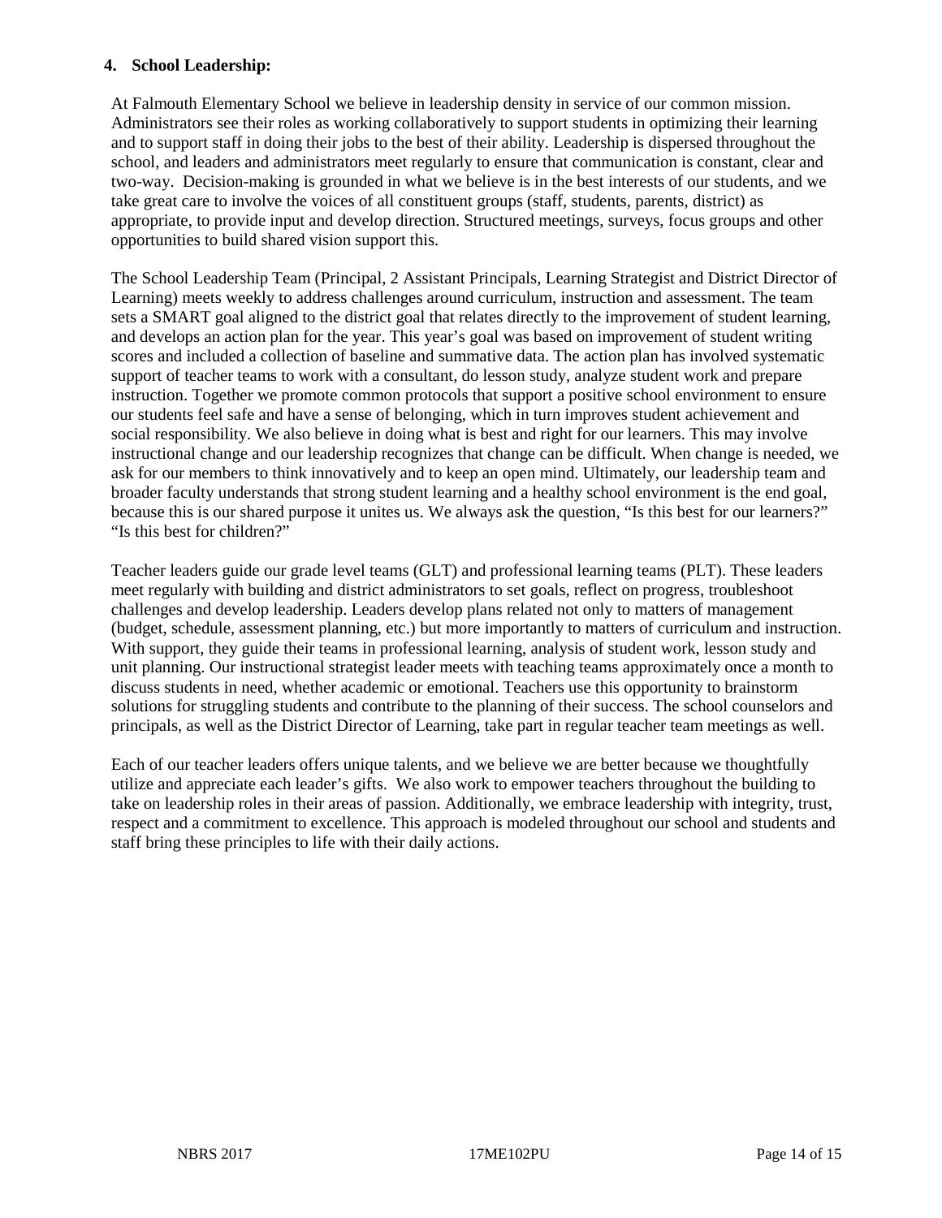**4. School Leadership:**

At Falmouth Elementary School we believe in leadership density in service of our common mission. Administrators see their roles as working collaboratively to support students in optimizing their learning and to support staff in doing their jobs to the best of their ability. Leadership is dispersed throughout the school, and leaders and administrators meet regularly to ensure that communication is constant, clear and two-way. Decision-making is grounded in what we believe is in the best interests of our students, and we take great care to involve the voices of all constituent groups (staff, students, parents, district) as appropriate, to provide input and develop direction. Structured meetings, surveys, focus groups and other opportunities to build shared vision support this.

The School Leadership Team (Principal, 2 Assistant Principals, Learning Strategist and District Director of Learning) meets weekly to address challenges around curriculum, instruction and assessment. The team sets a SMART goal aligned to the district goal that relates directly to the improvement of student learning, and develops an action plan for the year. This year's goal was based on improvement of student writing scores and included a collection of baseline and summative data. The action plan has involved systematic support of teacher teams to work with a consultant, do lesson study, analyze student work and prepare instruction. Together we promote common protocols that support a positive school environment to ensure our students feel safe and have a sense of belonging, which in turn improves student achievement and social responsibility. We also believe in doing what is best and right for our learners. This may involve instructional change and our leadership recognizes that change can be difficult. When change is needed, we ask for our members to think innovatively and to keep an open mind. Ultimately, our leadership team and broader faculty understands that strong student learning and a healthy school environment is the end goal, because this is our shared purpose it unites us. We always ask the question, "Is this best for our learners?" "Is this best for children?"

Teacher leaders guide our grade level teams (GLT) and professional learning teams (PLT). These leaders meet regularly with building and district administrators to set goals, reflect on progress, troubleshoot challenges and develop leadership. Leaders develop plans related not only to matters of management (budget, schedule, assessment planning, etc.) but more importantly to matters of curriculum and instruction. With support, they guide their teams in professional learning, analysis of student work, lesson study and unit planning. Our instructional strategist leader meets with teaching teams approximately once a month to discuss students in need, whether academic or emotional. Teachers use this opportunity to brainstorm solutions for struggling students and contribute to the planning of their success. The school counselors and principals, as well as the District Director of Learning, take part in regular teacher team meetings as well.

Each of our teacher leaders offers unique talents, and we believe we are better because we thoughtfully utilize and appreciate each leader's gifts. We also work to empower teachers throughout the building to take on leadership roles in their areas of passion. Additionally, we embrace leadership with integrity, trust, respect and a commitment to excellence. This approach is modeled throughout our school and students and staff bring these principles to life with their daily actions.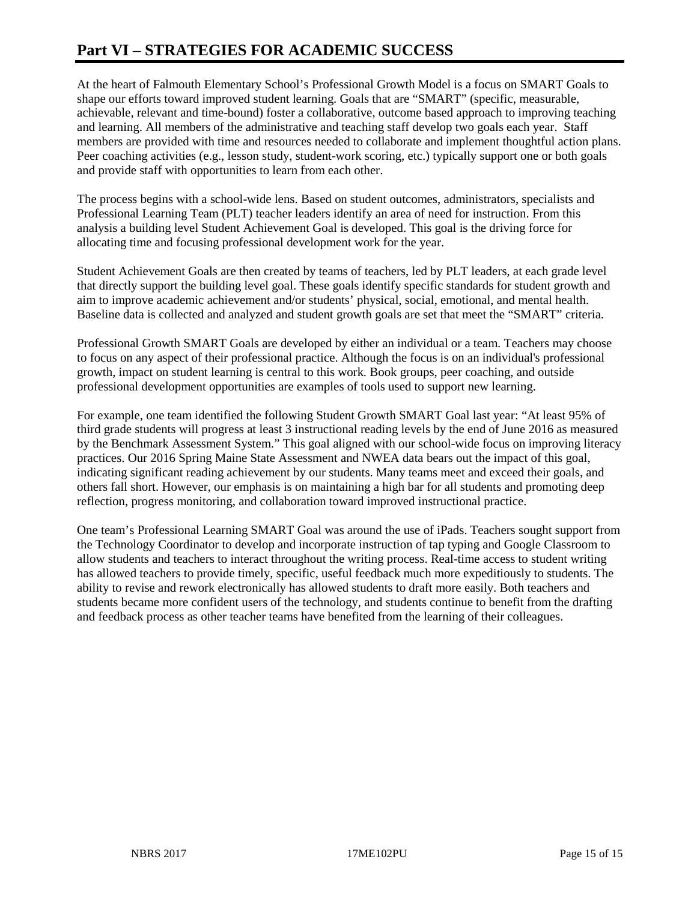# Part VI – STRATEGIES FOR ACADEMIC SUCCESS

At the heart of Falmouth Elementary School's Professional Growth Model is a focus on SMART Goals to shape our efforts toward improved student learning. Goals that are "SMART" (specific, measurable, achievable, relevant and time-bound) foster a collaborative, outcome based approach to improving teaching and learning. All members of the administrative and teaching staff develop two goals each year. Staff members are provided with time and resources needed to collaborate and implement thoughtful action plans. Peer coaching activities (e.g., lesson study, student-work scoring, etc.) typically support one or both goals and provide staff with opportunities to learn from each other.

The process begins with a school-wide lens. Based on student outcomes, administrators, specialists and Professional Learning Team (PLT) teacher leaders identify an area of need for instruction. From this analysis a building level Student Achievement Goal is developed. This goal is the driving force for allocating time and focusing professional development work for the year.

Student Achievement Goals are then created by teams of teachers, led by PLT leaders, at each grade level that directly support the building level goal. These goals identify specific standards for student growth and aim to improve academic achievement and/or students' physical, social, emotional, and mental health. Baseline data is collected and analyzed and student growth goals are set that meet the "SMART" criteria.

Professional Growth SMART Goals are developed by either an individual or a team. Teachers may choose to focus on any aspect of their professional practice. Although the focus is on an individual's professional growth, impact on student learning is central to this work. Book groups, peer coaching, and outside professional development opportunities are examples of tools used to support new learning.

For example, one team identified the following Student Growth SMART Goal last year: "At least 95% of third grade students will progress at least 3 instructional reading levels by the end of June 2016 as measured by the Benchmark Assessment System." This goal aligned with our school-wide focus on improving literacy practices. Our 2016 Spring Maine State Assessment and NWEA data bears out the impact of this goal, indicating significant reading achievement by our students. Many teams meet and exceed their goals, and others fall short. However, our emphasis is on maintaining a high bar for all students and promoting deep reflection, progress monitoring, and collaboration toward improved instructional practice.

One team's Professional Learning SMART Goal was around the use of iPads. Teachers sought support from the Technology Coordinator to develop and incorporate instruction of tap typing and Google Classroom to allow students and teachers to interact throughout the writing process. Real-time access to student writing has allowed teachers to provide timely, specific, useful feedback much more expeditiously to students. The ability to revise and rework electronically has allowed students to draft more easily. Both teachers and students became more confident users of the technology, and students continue to benefit from the drafting and feedback process as other teacher teams have benefited from the learning of their colleagues.